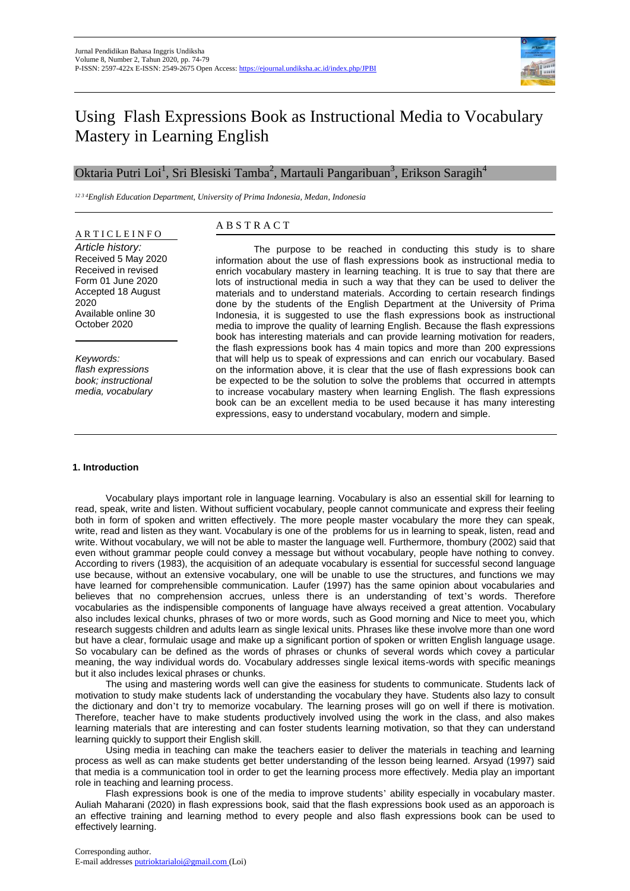// Using Flash Expressions Book as Instructional Media to Vocabulary Mastery in Learning English

Oktaria Putri Loi[1], Sri Blesiski Tamba[2], Martauli Pangaribuan[3], Erikson Saragih[4]

*[1 2 3 4]English Education Department, University of Prima Indonesia, Medan, Indonesia*

**A R T I C L E I N F O**

*Article history:*
Received 5 May 2020
Received in revised Form 01 June 2020
Accepted 18 August 2020
Available online 30 October 2020

*Keywords:*
*flash expressions book; instructional media, vocabulary*

**A B S T R A C T**

The purpose to be reached in conducting this study is to share information about the use of flash expressions book as instructional media to enrich vocabulary mastery in learning teaching. It is true to say that there are lots of instructional media in such a way that they can be used to deliver the materials and to understand materials. According to certain research findings done by the students of the English Department at the University of Prima Indonesia, it is suggested to use the flash expressions book as instructional media to improve the quality of learning English. Because the flash expressions book has interesting materials and can provide learning motivation for readers, the flash expressions book has 4 main topics and more than 200 expressions that will help us to speak of expressions and can enrich our vocabulary. Based on the information above, it is clear that the use of flash expressions book can be expected to be the solution to solve the problems that occurred in attempts to increase vocabulary mastery when learning English. The flash expressions book can be an excellent media to be used because it has many interesting expressions, easy to understand vocabulary, modern and simple.

## 1. Introduction

Vocabulary plays important role in language learning. Vocabulary is also an essential skill for learning to read, speak, write and listen. Without sufficient vocabulary, people cannot communicate and express their feeling both in form of spoken and written effectively. The more people master vocabulary the more they can speak, write, read and listen as they want. Vocabulary is one of the problems for us in learning to speak, listen, read and write. Without vocabulary, we will not be able to master the language well. Furthermore, thombury (2002) said that even without grammar people could convey a message but without vocabulary, people have nothing to convey. According to rivers (1983), the acquisition of an adequate vocabulary is essential for successful second language use because, without an extensive vocabulary, one will be unable to use the structures, and functions we may have learned for comprehensible communication. Laufer (1997) has the same opinion about vocabularies and believes that no comprehension accrues, unless there is an understanding of text's words. Therefore vocabularies as the indispensible components of language have always received a great attention. Vocabulary also includes lexical chunks, phrases of two or more words, such as Good morning and Nice to meet you, which research suggests children and adults learn as single lexical units. Phrases like these involve more than one word but have a clear, formulaic usage and make up a significant portion of spoken or written English language usage. So vocabulary can be defined as the words of phrases or chunks of several words which covey a particular meaning, the way individual words do. Vocabulary addresses single lexical items-words with specific meanings but it also includes lexical phrases or chunks.

The using and mastering words well can give the easiness for students to communicate. Students lack of motivation to study make students lack of understanding the vocabulary they have. Students also lazy to consult the dictionary and don't try to memorize vocabulary. The learning proses will go on well if there is motivation. Therefore, teacher have to make students productively involved using the work in the class, and also makes learning materials that are interesting and can foster students learning motivation, so that they can understand learning quickly to support their English skill.

Using media in teaching can make the teachers easier to deliver the materials in teaching and learning process as well as can make students get better understanding of the lesson being learned. Arsyad (1997) said that media is a communication tool in order to get the learning process more effectively. Media play an important role in teaching and learning process.

Flash expressions book is one of the media to improve students' ability especially in vocabulary master. Auliah Maharani (2020) in flash expressions book, said that the flash expressions book used as an apporoach is an effective training and learning method to every people and also flash expressions book can be used to effectively learning.

Corresponding author.
E-mail addresses putrioktarialoi@gmail.com (Loi)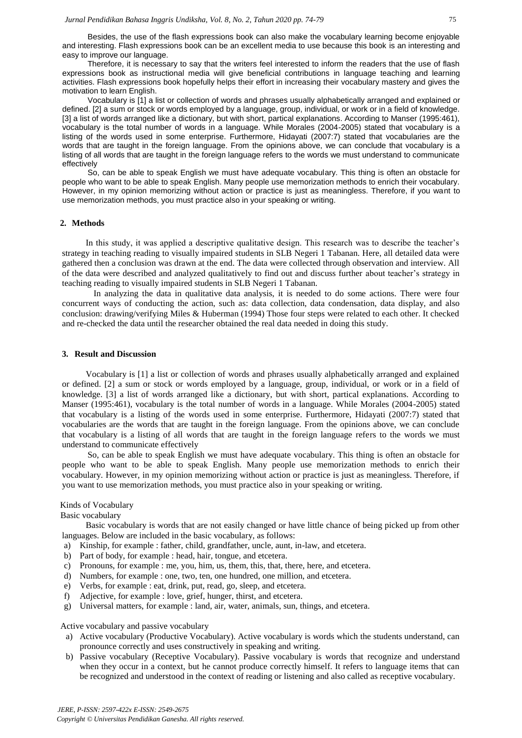Besides, the use of the flash expressions book can also make the vocabulary learning become enjoyable and interesting. Flash expressions book can be an excellent media to use because this book is an interesting and easy to improve our language.

Therefore, it is necessary to say that the writers feel interested to inform the readers that the use of flash expressions book as instructional media will give beneficial contributions in language teaching and learning activities. Flash expressions book hopefully helps their effort in increasing their vocabulary mastery and gives the motivation to learn English.

Vocabulary is [1] a list or collection of words and phrases usually alphabetically arranged and explained or defined. [2] a sum or stock or words employed by a language, group, individual, or work or in a field of knowledge. [3] a list of words arranged like a dictionary, but with short, partical explanations. According to Manser (1995:461), vocabulary is the total number of words in a language. While Morales (2004-2005) stated that vocabulary is a listing of the words used in some enterprise. Furthermore, Hidayati (2007:7) stated that vocabularies are the words that are taught in the foreign language. From the opinions above, we can conclude that vocabulary is a listing of all words that are taught in the foreign language refers to the words we must understand to communicate effectively

So, can be able to speak English we must have adequate vocabulary. This thing is often an obstacle for people who want to be able to speak English. Many people use memorization methods to enrich their vocabulary. However, in my opinion memorizing without action or practice is just as meaningless. Therefore, if you want to use memorization methods, you must practice also in your speaking or writing.

## 2. Methods

In this study, it was applied a descriptive qualitative design. This research was to describe the teacher's strategy in teaching reading to visually impaired students in SLB Negeri 1 Tabanan. Here, all detailed data were gathered then a conclusion was drawn at the end. The data were collected through observation and interview. All of the data were described and analyzed qualitatively to find out and discuss further about teacher's strategy in teaching reading to visually impaired students in SLB Negeri 1 Tabanan.

In analyzing the data in qualitative data analysis, it is needed to do some actions. There were four concurrent ways of conducting the action, such as: data collection, data condensation, data display, and also conclusion: drawing/verifying Miles & Huberman (1994) Those four steps were related to each other. It checked and re-checked the data until the researcher obtained the real data needed in doing this study.

## 3. Result and Discussion

Vocabulary is [1] a list or collection of words and phrases usually alphabetically arranged and explained or defined. [2] a sum or stock or words employed by a language, group, individual, or work or in a field of knowledge. [3] a list of words arranged like a dictionary, but with short, partical explanations. According to Manser (1995:461), vocabulary is the total number of words in a language. While Morales (2004-2005) stated that vocabulary is a listing of the words used in some enterprise. Furthermore, Hidayati (2007:7) stated that vocabularies are the words that are taught in the foreign language. From the opinions above, we can conclude that vocabulary is a listing of all words that are taught in the foreign language refers to the words we must understand to communicate effectively

So, can be able to speak English we must have adequate vocabulary. This thing is often an obstacle for people who want to be able to speak English. Many people use memorization methods to enrich their vocabulary. However, in my opinion memorizing without action or practice is just as meaningless. Therefore, if you want to use memorization methods, you must practice also in your speaking or writing.

Kinds of Vocabulary

Basic vocabulary

Basic vocabulary is words that are not easily changed or have little chance of being picked up from other languages. Below are included in the basic vocabulary, as follows:

a) Kinship, for example : father, child, grandfather, uncle, aunt, in-law, and etcetera.
b) Part of body, for example : head, hair, tongue, and etcetera.
c) Pronouns, for example : me, you, him, us, them, this, that, there, here, and etcetera.
d) Numbers, for example : one, two, ten, one hundred, one million, and etcetera.
e) Verbs, for example : eat, drink, put, read, go, sleep, and etcetera.
f) Adjective, for example : love, grief, hunger, thirst, and etcetera.
g) Universal matters, for example : land, air, water, animals, sun, things, and etcetera.

Active vocabulary and passive vocabulary

a) Active vocabulary (Productive Vocabulary). Active vocabulary is words which the students understand, can pronounce correctly and uses constructively in speaking and writing.
b) Passive vocabulary (Receptive Vocabulary). Passive vocabulary is words that recognize and understand when they occur in a context, but he cannot produce correctly himself. It refers to language items that can be recognized and understood in the context of reading or listening and also called as receptive vocabulary.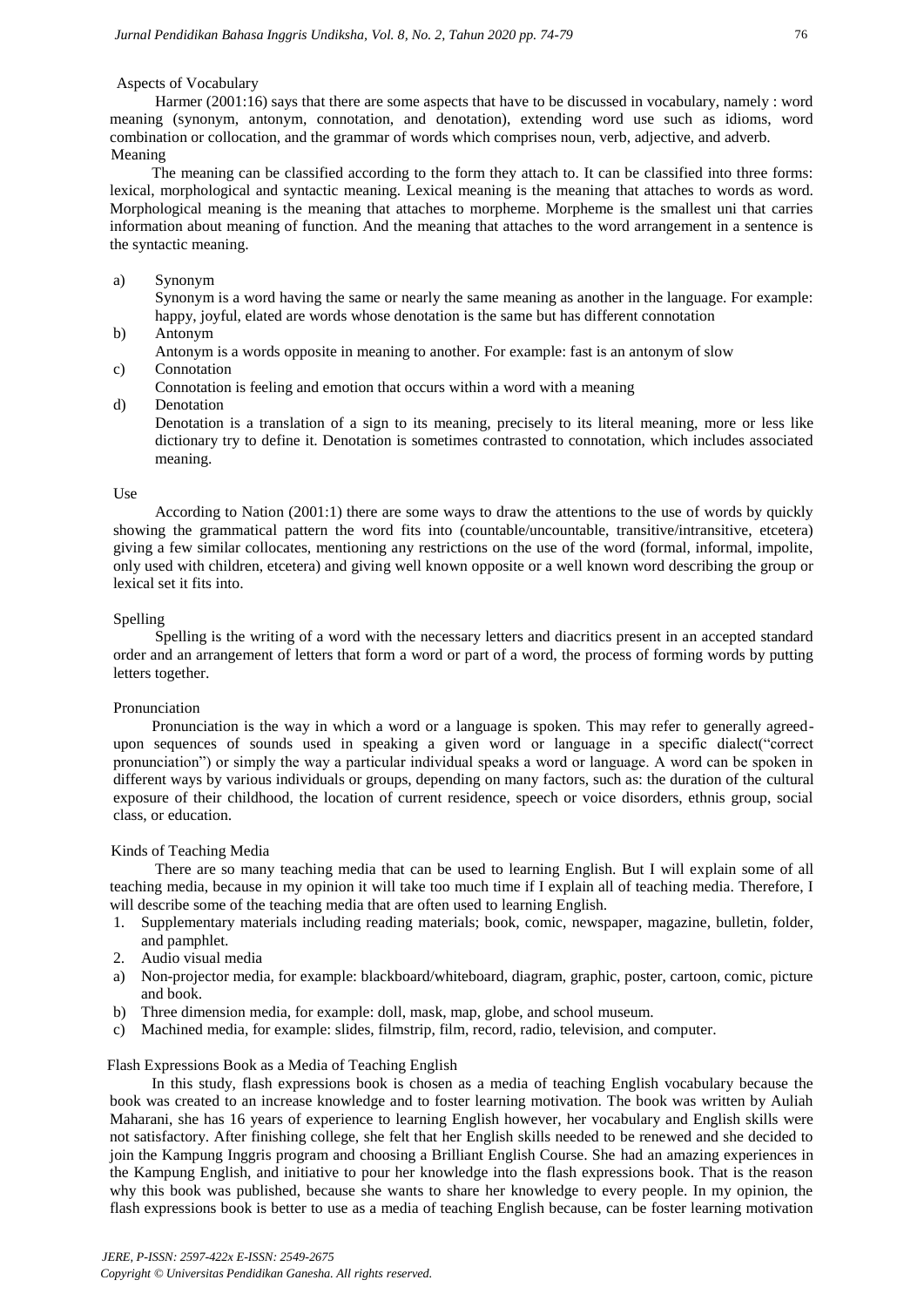### Aspects of Vocabulary

Harmer (2001:16) says that there are some aspects that have to be discussed in vocabulary, namely : word meaning (synonym, antonym, connotation, and denotation), extending word use such as idioms, word combination or collocation, and the grammar of words which comprises noun, verb, adjective, and adverb.

### Meaning

The meaning can be classified according to the form they attach to. It can be classified into three forms: lexical, morphological and syntactic meaning. Lexical meaning is the meaning that attaches to words as word. Morphological meaning is the meaning that attaches to morpheme. Morpheme is the smallest uni that carries information about meaning of function. And the meaning that attaches to the word arrangement in a sentence is the syntactic meaning.

a) Synonym
   Synonym is a word having the same or nearly the same meaning as another in the language. For example: happy, joyful, elated are words whose denotation is the same but has different connotation
b) Antonym
   Antonym is a words opposite in meaning to another. For example: fast is an antonym of slow
c) Connotation
   Connotation is feeling and emotion that occurs within a word with a meaning
d) Denotation
   Denotation is a translation of a sign to its meaning, precisely to its literal meaning, more or less like dictionary try to define it. Denotation is sometimes contrasted to connotation, which includes associated meaning.

### Use

According to Nation (2001:1) there are some ways to draw the attentions to the use of words by quickly showing the grammatical pattern the word fits into (countable/uncountable, transitive/intransitive, etcetera) giving a few similar collocates, mentioning any restrictions on the use of the word (formal, informal, impolite, only used with children, etcetera) and giving well known opposite or a well known word describing the group or lexical set it fits into.

### Spelling

Spelling is the writing of a word with the necessary letters and diacritics present in an accepted standard order and an arrangement of letters that form a word or part of a word, the process of forming words by putting letters together.

### Pronunciation

Pronunciation is the way in which a word or a language is spoken. This may refer to generally agreed-upon sequences of sounds used in speaking a given word or language in a specific dialect("correct pronunciation") or simply the way a particular individual speaks a word or language. A word can be spoken in different ways by various individuals or groups, depending on many factors, such as: the duration of the cultural exposure of their childhood, the location of current residence, speech or voice disorders, ethnis group, social class, or education.

### Kinds of Teaching Media

There are so many teaching media that can be used to learning English. But I will explain some of all teaching media, because in my opinion it will take too much time if I explain all of teaching media. Therefore, I will describe some of the teaching media that are often used to learning English.

1. Supplementary materials including reading materials; book, comic, newspaper, magazine, bulletin, folder, and pamphlet.
2. Audio visual media

a) Non-projector media, for example: blackboard/whiteboard, diagram, graphic, poster, cartoon, comic, picture and book.
b) Three dimension media, for example: doll, mask, map, globe, and school museum.
c) Machined media, for example: slides, filmstrip, film, record, radio, television, and computer.

### Flash Expressions Book as a Media of Teaching English

In this study, flash expressions book is chosen as a media of teaching English vocabulary because the book was created to an increase knowledge and to foster learning motivation. The book was written by Auliah Maharani, she has 16 years of experience to learning English however, her vocabulary and English skills were not satisfactory. After finishing college, she felt that her English skills needed to be renewed and she decided to join the Kampung Inggris program and choosing a Brilliant English Course. She had an amazing experiences in the Kampung English, and initiative to pour her knowledge into the flash expressions book. That is the reason why this book was published, because she wants to share her knowledge to every people. In my opinion, the flash expressions book is better to use as a media of teaching English because, can be foster learning motivation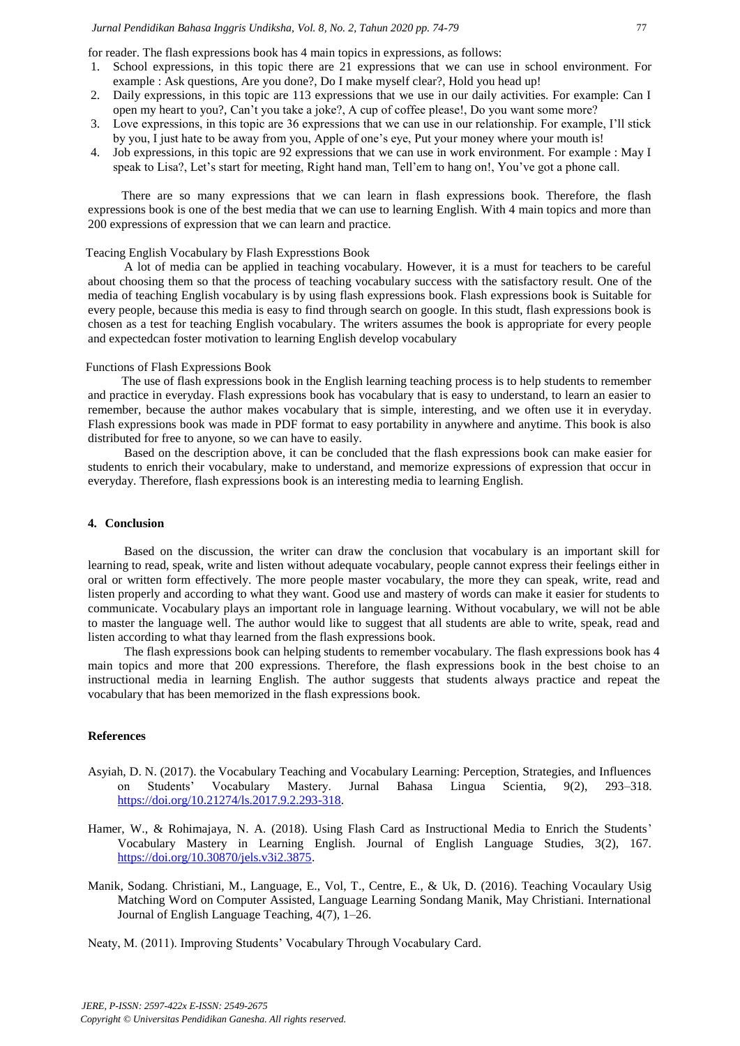for reader. The flash expressions book has 4 main topics in expressions, as follows:

1. School expressions, in this topic there are 21 expressions that we can use in school environment. For example : Ask questions, Are you done?, Do I make myself clear?, Hold you head up!
2. Daily expressions, in this topic are 113 expressions that we use in our daily activities. For example: Can I open my heart to you?, Can't you take a joke?, A cup of coffee please!, Do you want some more?
3. Love expressions, in this topic are 36 expressions that we can use in our relationship. For example, I'll stick by you, I just hate to be away from you, Apple of one's eye, Put your money where your mouth is!
4. Job expressions, in this topic are 92 expressions that we can use in work environment. For example : May I speak to Lisa?, Let's start for meeting, Right hand man, Tell'em to hang on!, You've got a phone call.

There are so many expressions that we can learn in flash expressions book. Therefore, the flash expressions book is one of the best media that we can use to learning English. With 4 main topics and more than 200 expressions of expression that we can learn and practice.

Teacing English Vocabulary by Flash Expresstions Book

A lot of media can be applied in teaching vocabulary. However, it is a must for teachers to be careful about choosing them so that the process of teaching vocabulary success with the satisfactory result. One of the media of teaching English vocabulary is by using flash expressions book. Flash expressions book is Suitable for every people, because this media is easy to find through search on google. In this studt, flash expressions book is chosen as a test for teaching English vocabulary. The writers assumes the book is appropriate for every people and expectedcan foster motivation to learning English develop vocabulary

Functions of Flash Expressions Book

The use of flash expressions book in the English learning teaching process is to help students to remember and practice in everyday. Flash expressions book has vocabulary that is easy to understand, to learn an easier to remember, because the author makes vocabulary that is simple, interesting, and we often use it in everyday. Flash expressions book was made in PDF format to easy portability in anywhere and anytime. This book is also distributed for free to anyone, so we can have to easily.

Based on the description above, it can be concluded that the flash expressions book can make easier for students to enrich their vocabulary, make to understand, and memorize expressions of expression that occur in everyday. Therefore, flash expressions book is an interesting media to learning English.

## 4. Conclusion

Based on the discussion, the writer can draw the conclusion that vocabulary is an important skill for learning to read, speak, write and listen without adequate vocabulary, people cannot express their feelings either in oral or written form effectively. The more people master vocabulary, the more they can speak, write, read and listen properly and according to what they want. Good use and mastery of words can make it easier for students to communicate. Vocabulary plays an important role in language learning. Without vocabulary, we will not be able to master the language well. The author would like to suggest that all students are able to write, speak, read and listen according to what thay learned from the flash expressions book.

The flash expressions book can helping students to remember vocabulary. The flash expressions book has 4 main topics and more that 200 expressions. Therefore, the flash expressions book in the best choise to an instructional media in learning English. The author suggests that students always practice and repeat the vocabulary that has been memorized in the flash expressions book.

## References

Asyiah, D. N. (2017). the Vocabulary Teaching and Vocabulary Learning: Perception, Strategies, and Influences on Students' Vocabulary Mastery. Jurnal Bahasa Lingua Scientia, 9(2), 293–318. https://doi.org/10.21274/ls.2017.9.2.293-318.

Hamer, W., & Rohimajaya, N. A. (2018). Using Flash Card as Instructional Media to Enrich the Students' Vocabulary Mastery in Learning English. Journal of English Language Studies, 3(2), 167. https://doi.org/10.30870/jels.v3i2.3875.

Manik, Sodang. Christiani, M., Language, E., Vol, T., Centre, E., & Uk, D. (2016). Teaching Vocaulary Usig Matching Word on Computer Assisted, Language Learning Sondang Manik, May Christiani. International Journal of English Language Teaching, 4(7), 1–26.

Neaty, M. (2011). Improving Students' Vocabulary Through Vocabulary Card.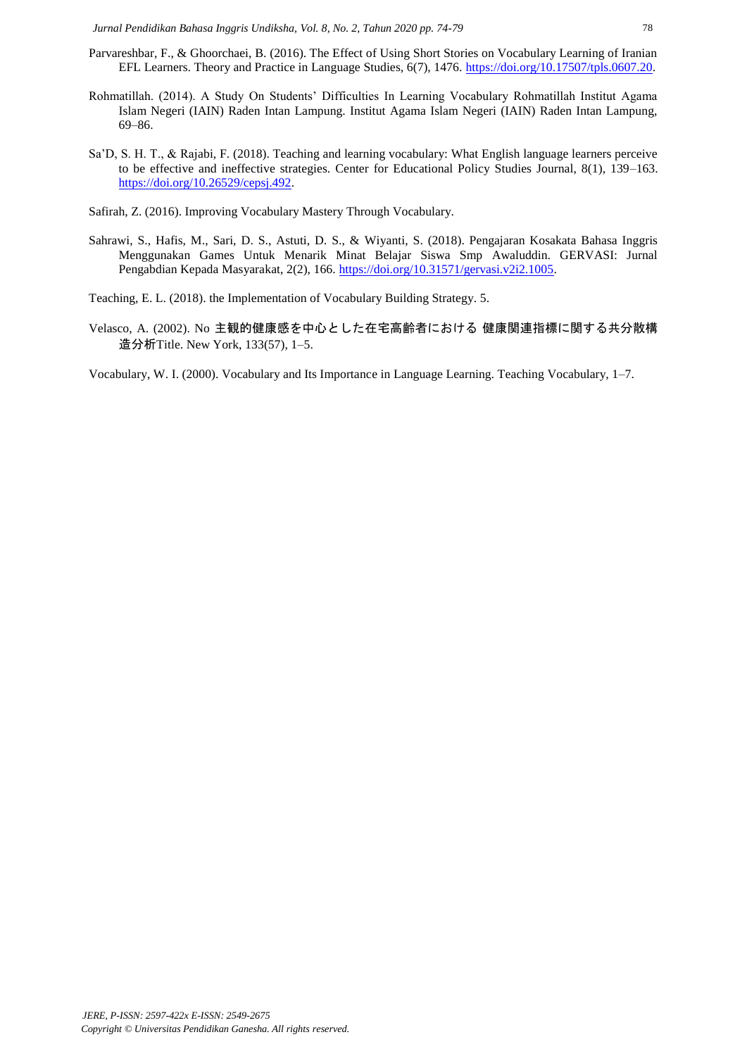Parvareshbar, F., & Ghoorchaei, B. (2016). The Effect of Using Short Stories on Vocabulary Learning of Iranian EFL Learners. Theory and Practice in Language Studies, 6(7), 1476. https://doi.org/10.17507/tpls.0607.20.

Rohmatillah. (2014). A Study On Students' Difficulties In Learning Vocabulary Rohmatillah Institut Agama Islam Negeri (IAIN) Raden Intan Lampung. Institut Agama Islam Negeri (IAIN) Raden Intan Lampung, 69–86.

Sa'D, S. H. T., & Rajabi, F. (2018). Teaching and learning vocabulary: What English language learners perceive to be effective and ineffective strategies. Center for Educational Policy Studies Journal, 8(1), 139–163. https://doi.org/10.26529/cepsj.492.

Safirah, Z. (2016). Improving Vocabulary Mastery Through Vocabulary.

Sahrawi, S., Hafis, M., Sari, D. S., Astuti, D. S., & Wiyanti, S. (2018). Pengajaran Kosakata Bahasa Inggris Menggunakan Games Untuk Menarik Minat Belajar Siswa Smp Awaluddin. GERVASI: Jurnal Pengabdian Kepada Masyarakat, 2(2), 166. https://doi.org/10.31571/gervasi.v2i2.1005.

Teaching, E. L. (2018). the Implementation of Vocabulary Building Strategy. 5.

Velasco, A. (2002). No 主観的健康感を中心とした在宅高齢者における 健康関連指標に関する共分散構造分析Title. New York, 133(57), 1–5.

Vocabulary, W. I. (2000). Vocabulary and Its Importance in Language Learning. Teaching Vocabulary, 1–7.